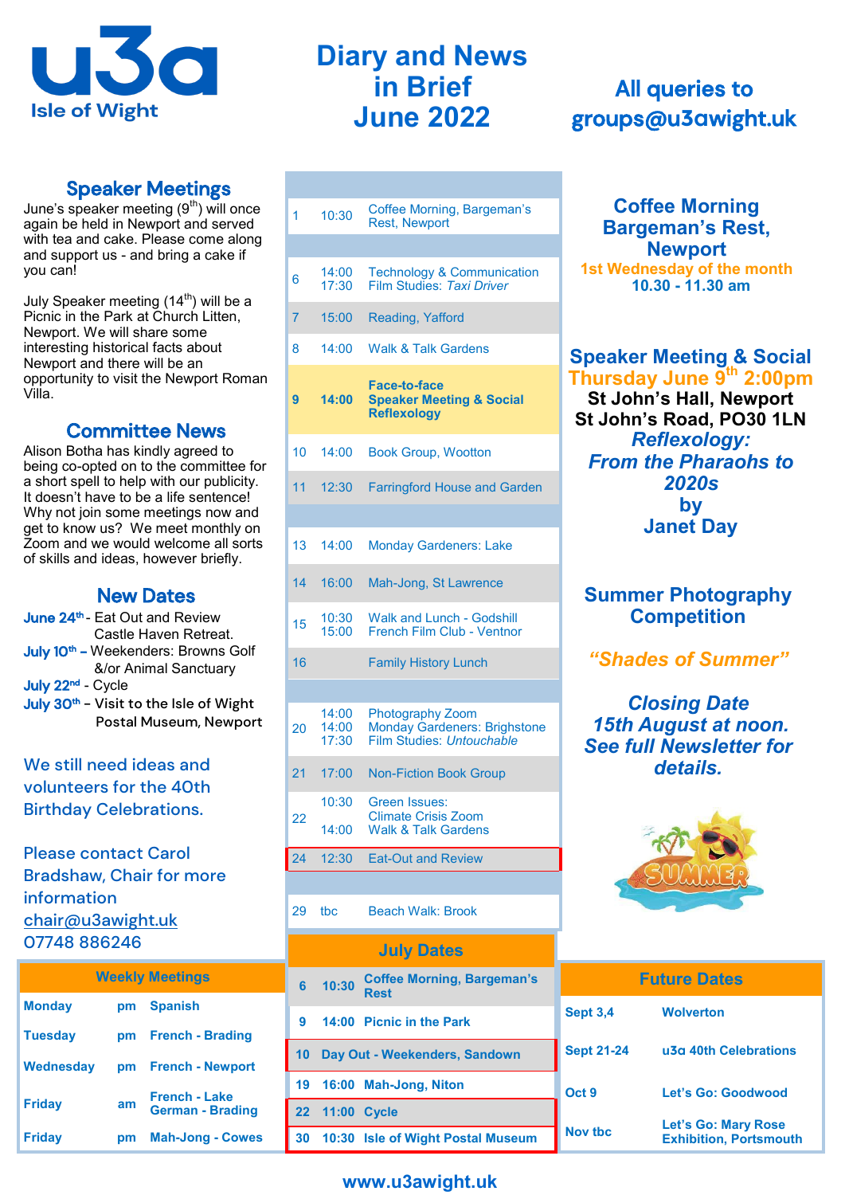# u3a Isle of Wight

# Diary and News in Brief June 2022

## All queries to groups@u3awight.uk

## Speaker Meetings

June's speaker meeting (9th) will once again be held in Newport and served with tea and cake. Please come along and support us - and bring a cake if you can!

July Speaker meeting (14th) will be a Picnic in the Park at Church Litten, Newport. We will share some interesting historical facts about Newport and there will be an opportunity to visit the Newport Roman Villa.

## Committee News

Alison Botha has kindly agreed to being co-opted on to the committee for a short spell to help with our publicity. It doesn't have to be a life sentence! Why not join some meetings now and get to know us? We meet monthly on Zoom and we would welcome all sorts of skills and ideas, however briefly.

## New Dates

**June 24th** - Eat Out and Review Castle Haven Retreat.
**July 10th** – Weekenders: Browns Golf &/or Animal Sanctuary
**July 22nd** - Cycle
**July 30th** – Visit to the Isle of Wight Postal Museum, Newport

We still need ideas and volunteers for the 40th Birthday Celebrations.

Please contact Carol Bradshaw, Chair for more information
chair@u3awight.uk
07748 886246

| | | |
|---|---|---|
| 1 | 10:30 | Coffee Morning, Bargeman's Rest, Newport |
| 6 | 14:00<br>17:30 | Technology & Communication<br>Film Studies: *Taxi Driver* |
| 7 | 15:00 | Reading, Yafford |
| 8 | 14:00 | Walk & Talk Gardens |
| **9** | **14:00** | **Face-to-face Speaker Meeting & Social Reflexology** |
| 10 | 14:00 | Book Group, Wootton |
| 11 | 12:30 | Farringford House and Garden |
| 13 | 14:00 | Monday Gardeners: Lake |
| 14 | 16:00 | Mah-Jong, St Lawrence |
| 15 | 10:30<br>15:00 | Walk and Lunch - Godshill<br>French Film Club - Ventnor |
| 16 | | Family History Lunch |
| 20 | 14:00<br>14:00<br>17:30 | Photography Zoom<br>Monday Gardeners: Brighstone<br>Film Studies: *Untouchable* |
| 21 | 17:00 | Non-Fiction Book Group |
| 22 | 10:30<br><br>14:00 | Green Issues:<br>Climate Crisis Zoom<br>Walk & Talk Gardens |
| 24 | 12:30 | Eat-Out and Review |
| 29 | tbc | Beach Walk: Brook |

### July Dates

| | | |
|---|---|---|
| 6 | 10:30 | Coffee Morning, Bargeman's Rest |
| 9 | 14:00 | Picnic in the Park |
| 10 | | Day Out - Weekenders, Sandown |
| 19 | 16:00 | Mah-Jong, Niton |
| 22 | 11:00 | Cycle |
| 30 | 10:30 | Isle of Wight Postal Museum |

### Weekly Meetings

| | | |
|---|---|---|
| Monday | pm | Spanish |
| Tuesday | pm | French - Brading |
| Wednesday | pm | French - Newport |
| Friday | am | French - Lake<br>German - Brading |
| Friday | pm | Mah-Jong - Cowes |

## Coffee Morning Bargeman's Rest, Newport

**1st Wednesday of the month**
**10.30 - 11.30 am**

## Speaker Meeting & Social

**Thursday June 9th 2:00pm**
**St John's Hall, Newport**
**St John's Road, PO30 1LN**
***Reflexology: From the Pharaohs to 2020s***
**by Janet Day**

## Summer Photography Competition

***"Shades of Summer"***

***Closing Date 15th August at noon. See full Newsletter for details.***

### Future Dates

| | |
|---|---|
| Sept 3,4 | Wolverton |
| Sept 21-24 | u3a 40th Celebrations |
| Oct 9 | Let's Go: Goodwood |
| Nov tbc | Let's Go: Mary Rose Exhibition, Portsmouth |

www.u3awight.uk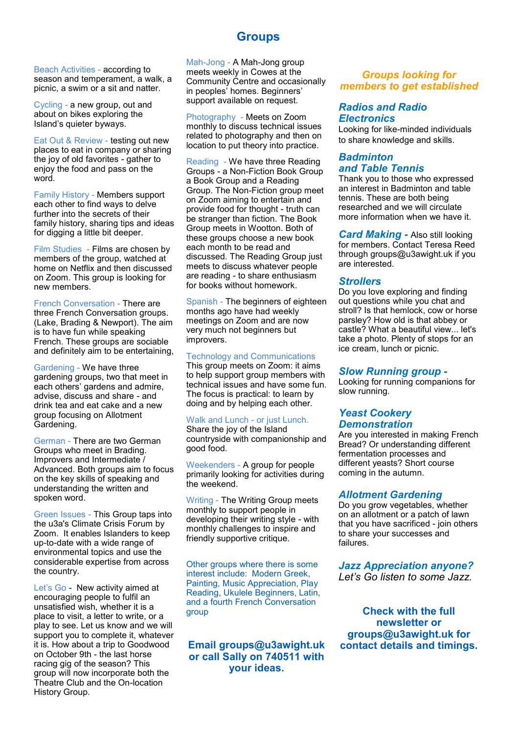# Groups

Beach Activities - according to season and temperament, a walk, a picnic, a swim or a sit and natter.

Cycling - a new group, out and about on bikes exploring the Island's quieter byways.

Eat Out & Review - testing out new places to eat in company or sharing the joy of old favorites - gather to enjoy the food and pass on the word.

Family History - Members support each other to find ways to delve further into the secrets of their family history, sharing tips and ideas for digging a little bit deeper.

Film Studies - Films are chosen by members of the group, watched at home on Netflix and then discussed on Zoom. This group is looking for new members.

French Conversation - There are three French Conversation groups. (Lake, Brading & Newport). The aim is to have fun while speaking French. These groups are sociable and definitely aim to be entertaining,

Gardening - We have three gardening groups, two that meet in each others' gardens and admire, advise, discuss and share - and drink tea and eat cake and a new group focusing on Allotment Gardening.

German - There are two German Groups who meet in Brading. Improvers and Intermediate / Advanced. Both groups aim to focus on the key skills of speaking and understanding the written and spoken word.

Green Issues - This Group taps into the u3a's Climate Crisis Forum by Zoom. It enables Islanders to keep up-to-date with a wide range of environmental topics and use the considerable expertise from across the country.

Let's Go - New activity aimed at encouraging people to fulfil an unsatisfied wish, whether it is a place to visit, a letter to write, or a play to see. Let us know and we will support you to complete it, whatever it is. How about a trip to Goodwood on October 9th - the last horse racing gig of the season? This group will now incorporate both the Theatre Club and the On-location History Group.

Mah-Jong - A Mah-Jong group meets weekly in Cowes at the Community Centre and occasionally in peoples' homes. Beginners' support available on request.

Photography - Meets on Zoom monthly to discuss technical issues related to photography and then on location to put theory into practice.

Reading - We have three Reading Groups - a Non-Fiction Book Group a Book Group and a Reading Group. The Non-Fiction group meet on Zoom aiming to entertain and provide food for thought - truth can be stranger than fiction. The Book Group meets in Wootton. Both of these groups choose a new book each month to be read and discussed. The Reading Group just meets to discuss whatever people are reading - to share enthusiasm for books without homework.

Spanish - The beginners of eighteen months ago have had weekly meetings on Zoom and are now very much not beginners but improvers.

Technology and Communications
This group meets on Zoom: it aims to help support group members with technical issues and have some fun. The focus is practical: to learn by doing and by helping each other.

Walk and Lunch - or just Lunch.
Share the joy of the Island countryside with companionship and good food.

Weekenders - A group for people primarily looking for activities during the weekend.

Writing - The Writing Group meets monthly to support people in developing their writing style - with monthly challenges to inspire and friendly supportive critique.

Other groups where there is some interest include: Modern Greek, Painting, Music Appreciation, Play Reading, Ukulele Beginners, Latin, and a fourth French Conversation group

**Email groups@u3awight.uk or call Sally on 740511 with your ideas.**

## *Groups looking for members to get established*

### *Radios and Radio Electronics*

Looking for like-minded individuals to share knowledge and skills.

### *Badminton and Table Tennis*

Thank you to those who expressed an interest in Badminton and table tennis. These are both being researched and we will circulate more information when we have it.

***Card Making -*** Also still looking for members. Contact Teresa Reed through groups@u3awight.uk if you are interested.

### *Strollers*

Do you love exploring and finding out questions while you chat and stroll? Is that hemlock, cow or horse parsley? How old is that abbey or castle? What a beautiful view... let's take a photo. Plenty of stops for an ice cream, lunch or picnic.

### *Slow Running group -*

Looking for running companions for slow running.

### *Yeast Cookery Demonstration*

Are you interested in making French Bread? Or understanding different fermentation processes and different yeasts? Short course coming in the autumn.

### *Allotment Gardening*

Do you grow vegetables, whether on an allotment or a patch of lawn that you have sacrificed - join others to share your successes and failures.

### *Jazz Appreciation anyone?*

*Let's Go listen to some Jazz.*

**Check with the full newsletter or groups@u3awight.uk for contact details and timings.**